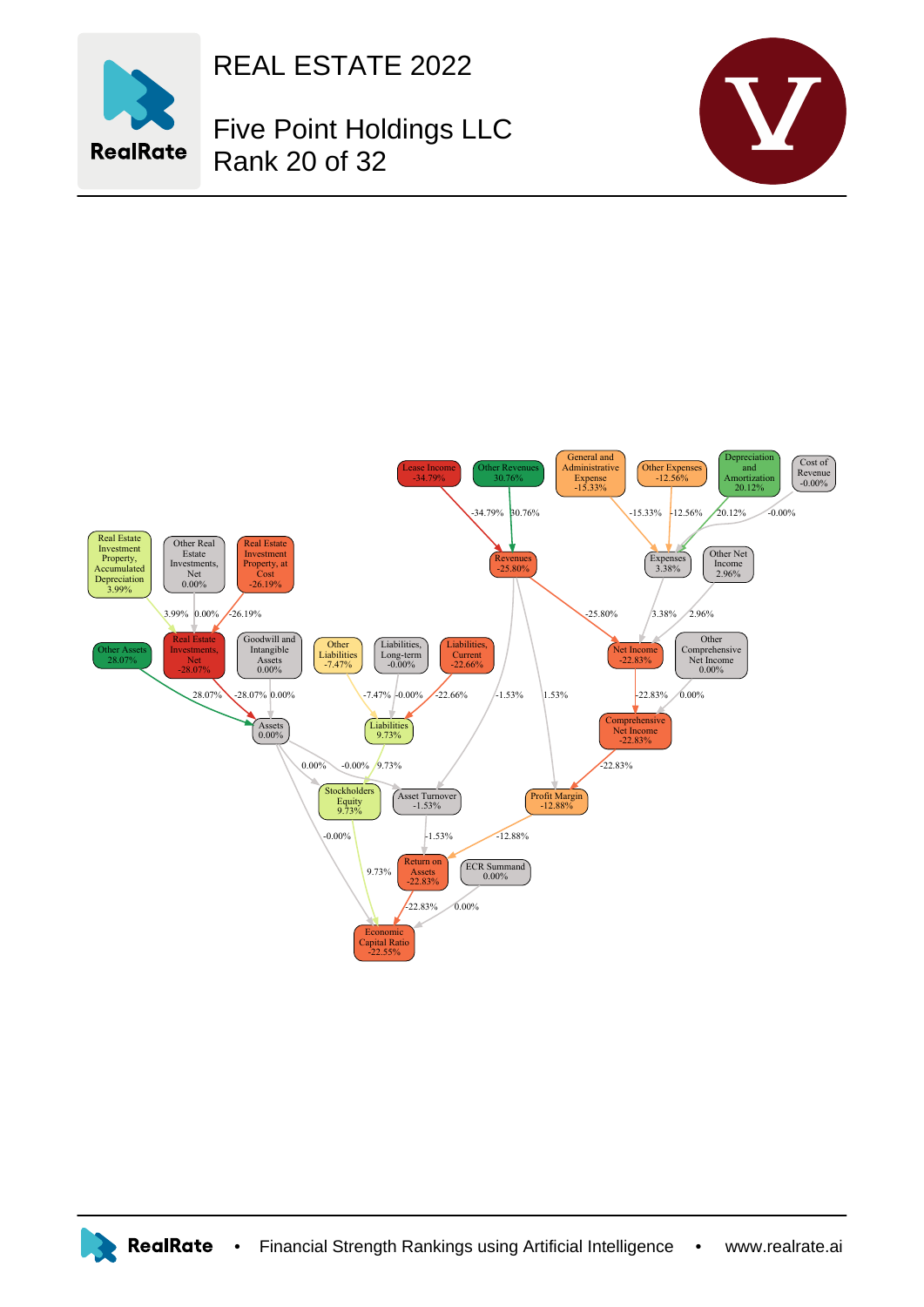# REAL ESTATE 2022

## Five Point Holdings LLC
## Rank 20 of 32

Lease Income -34.79%

Other Revenues 30.76%

General and Administrative Expense -15.33%

Other Expenses -12.56%

Depreciation and Amortization 20.12%

Cost of Revenue -0.00%

Real Estate Investment Property, Accumulated Depreciation 3.99%

Other Real Estate Investments, Net 0.00%

Real Estate Investment Property, at Cost -26.19%

Revenues -25.80%

Expenses 3.38%

Other Net Income 2.96%

Other Assets 28.07%

Real Estate Investments, Net -28.07%

Goodwill and Intangible Assets 0.00%

Other Liabilities -7.47%

Liabilities, Long-term -0.00%

Liabilities, Current -22.66%

Net Income -22.83%

Other Comprehensive Net Income 0.00%

Assets 0.00%

Liabilities 9.73%

Comprehensive Net Income -22.83%

Stockholders Equity 9.73%

Asset Turnover -1.53%

Profit Margin -12.88%

Return on Assets -22.83%

ECR Summand 0.00%

Economic Capital Ratio -22.55%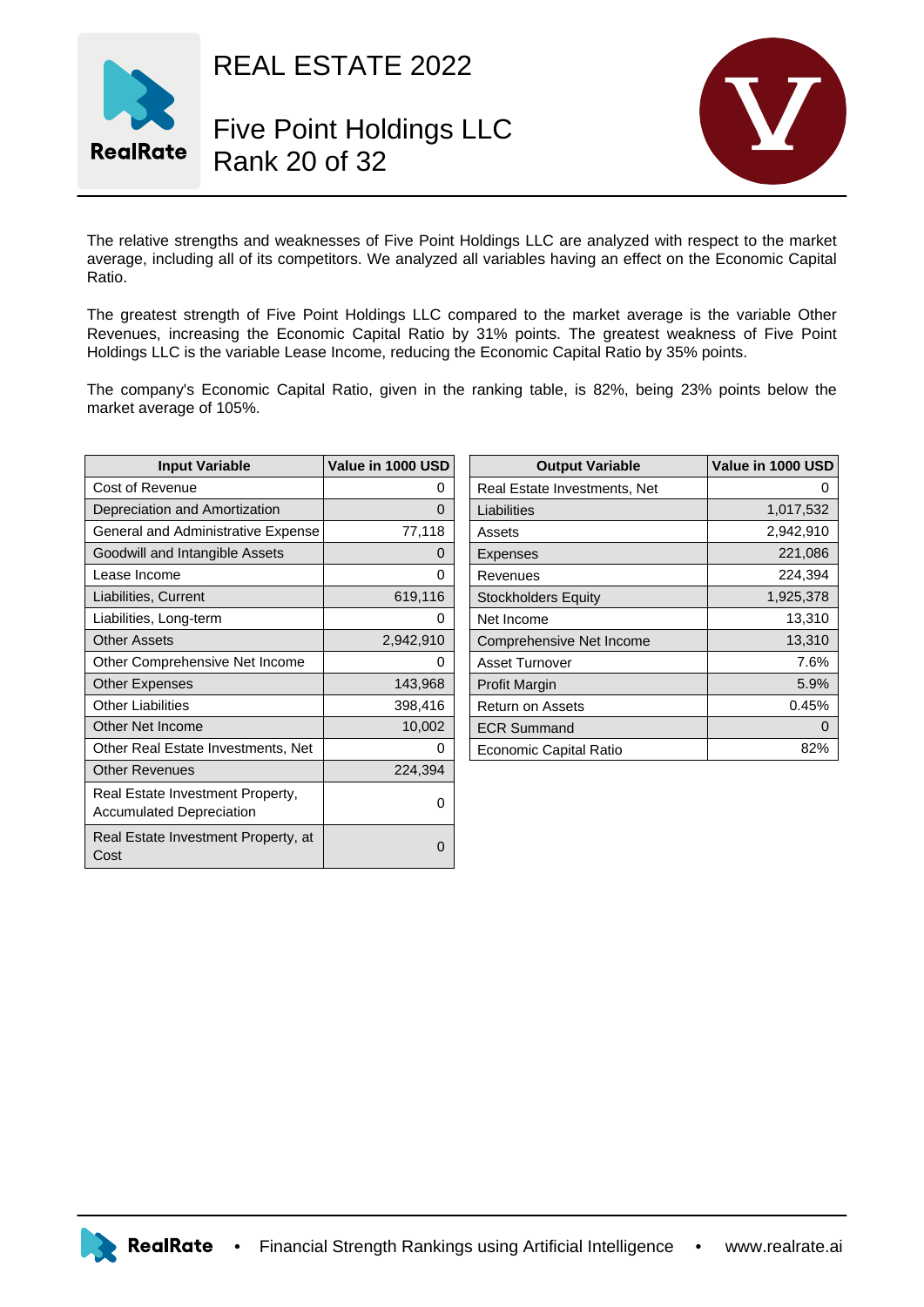# REAL ESTATE 2022

## Five Point Holdings LLC
## Rank 20 of 32

The relative strengths and weaknesses of Five Point Holdings LLC are analyzed with respect to the market average, including all of its competitors. We analyzed all variables having an effect on the Economic Capital Ratio.

The greatest strength of Five Point Holdings LLC compared to the market average is the variable Other Revenues, increasing the Economic Capital Ratio by 31% points. The greatest weakness of Five Point Holdings LLC is the variable Lease Income, reducing the Economic Capital Ratio by 35% points.

The company's Economic Capital Ratio, given in the ranking table, is 82%, being 23% points below the market average of 105%.

| Input Variable | Value in 1000 USD |
|---|---|
| Cost of Revenue | 0 |
| Depreciation and Amortization | 0 |
| General and Administrative Expense | 77,118 |
| Goodwill and Intangible Assets | 0 |
| Lease Income | 0 |
| Liabilities, Current | 619,116 |
| Liabilities, Long-term | 0 |
| Other Assets | 2,942,910 |
| Other Comprehensive Net Income | 0 |
| Other Expenses | 143,968 |
| Other Liabilities | 398,416 |
| Other Net Income | 10,002 |
| Other Real Estate Investments, Net | 0 |
| Other Revenues | 224,394 |
| Real Estate Investment Property, Accumulated Depreciation | 0 |
| Real Estate Investment Property, at Cost | 0 |

| Output Variable | Value in 1000 USD |
|---|---|
| Real Estate Investments, Net | 0 |
| Liabilities | 1,017,532 |
| Assets | 2,942,910 |
| Expenses | 221,086 |
| Revenues | 224,394 |
| Stockholders Equity | 1,925,378 |
| Net Income | 13,310 |
| Comprehensive Net Income | 13,310 |
| Asset Turnover | 7.6% |
| Profit Margin | 5.9% |
| Return on Assets | 0.45% |
| ECR Summand | 0 |
| Economic Capital Ratio | 82% |